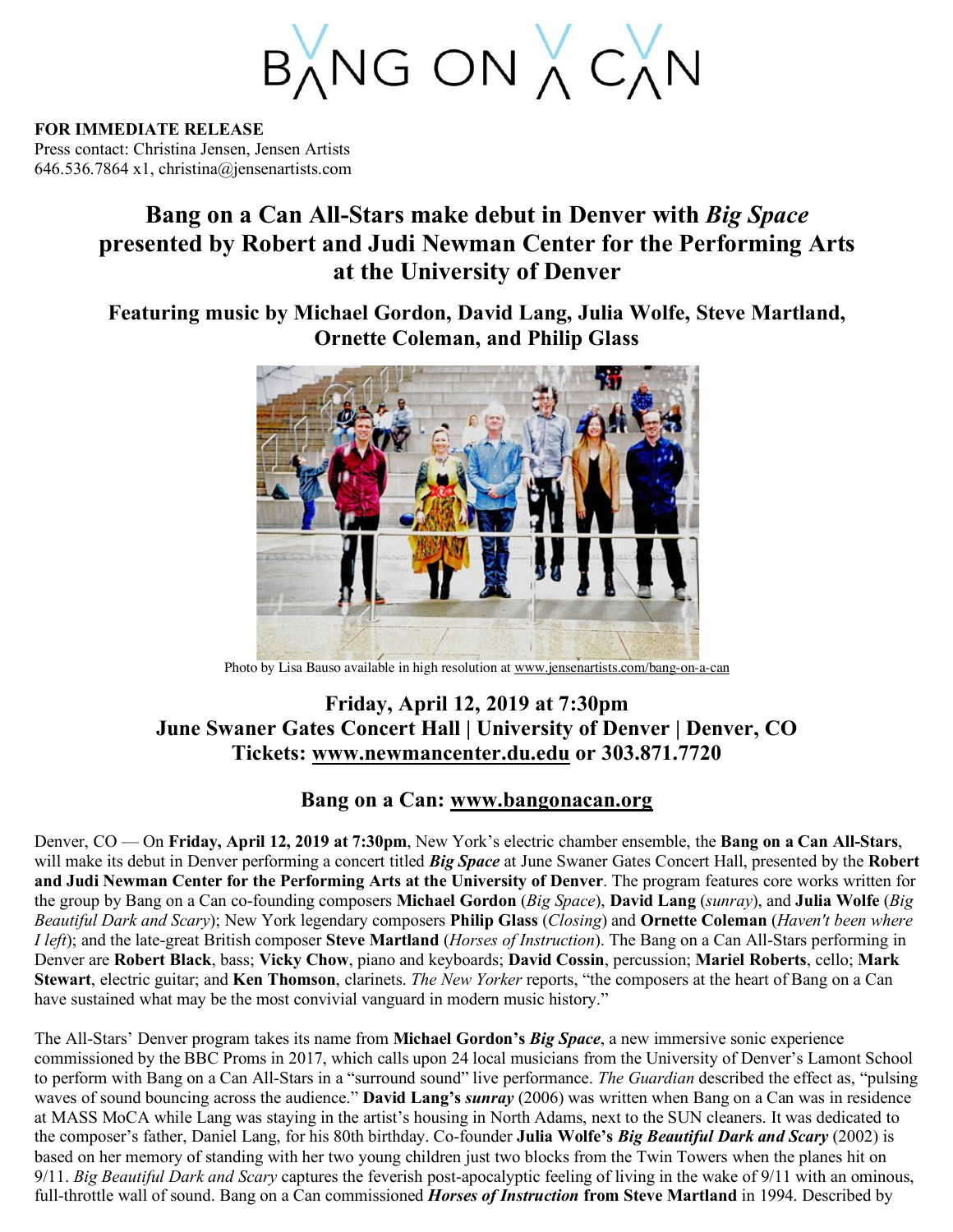# BANG ON A CAN

**FOR IMMEDIATE RELEASE**
Press contact: Christina Jensen, Jensen Artists
646.536.7864 x1, christina@jensenartists.com

## Bang on a Can All-Stars make debut in Denver with *Big Space* presented by Robert and Judi Newman Center for the Performing Arts at the University of Denver

### Featuring music by Michael Gordon, David Lang, Julia Wolfe, Steve Martland, Ornette Coleman, and Philip Glass

Photo by Lisa Bauso available in high resolution at www.jensenartists.com/bang-on-a-can

### Friday, April 12, 2019 at 7:30pm
### June Swaner Gates Concert Hall | University of Denver | Denver, CO
### Tickets: www.newmancenter.du.edu or 303.871.7720

### Bang on a Can: www.bangonacan.org

Denver, CO — On **Friday, April 12, 2019 at 7:30pm**, New York's electric chamber ensemble, the **Bang on a Can All-Stars**, will make its debut in Denver performing a concert titled ***Big Space*** at June Swaner Gates Concert Hall, presented by the **Robert and Judi Newman Center for the Performing Arts at the University of Denver**. The program features core works written for the group by Bang on a Can co-founding composers **Michael Gordon** (*Big Space*), **David Lang** (*sunray*), and **Julia Wolfe** (*Big Beautiful Dark and Scary*); New York legendary composers **Philip Glass** (*Closing*) and **Ornette Coleman** (*Haven't been where I left*); and the late-great British composer **Steve Martland** (*Horses of Instruction*). The Bang on a Can All-Stars performing in Denver are **Robert Black**, bass; **Vicky Chow**, piano and keyboards; **David Cossin**, percussion; **Mariel Roberts**, cello; **Mark Stewart**, electric guitar; and **Ken Thomson**, clarinets. *The New Yorker* reports, "the composers at the heart of Bang on a Can have sustained what may be the most convivial vanguard in modern music history."

The All-Stars' Denver program takes its name from **Michael Gordon's *Big Space***, a new immersive sonic experience commissioned by the BBC Proms in 2017, which calls upon 24 local musicians from the University of Denver's Lamont School to perform with Bang on a Can All-Stars in a "surround sound" live performance. *The Guardian* described the effect as, "pulsing waves of sound bouncing across the audience." **David Lang's *sunray*** (2006) was written when Bang on a Can was in residence at MASS MoCA while Lang was staying in the artist's housing in North Adams, next to the SUN cleaners. It was dedicated to the composer's father, Daniel Lang, for his 80th birthday. Co-founder **Julia Wolfe's *Big Beautiful Dark and Scary*** (2002) is based on her memory of standing with her two young children just two blocks from the Twin Towers when the planes hit on 9/11. *Big Beautiful Dark and Scary* captures the feverish post-apocalyptic feeling of living in the wake of 9/11 with an ominous, full-throttle wall of sound. Bang on a Can commissioned ***Horses of Instruction* from Steve Martland** in 1994. Described by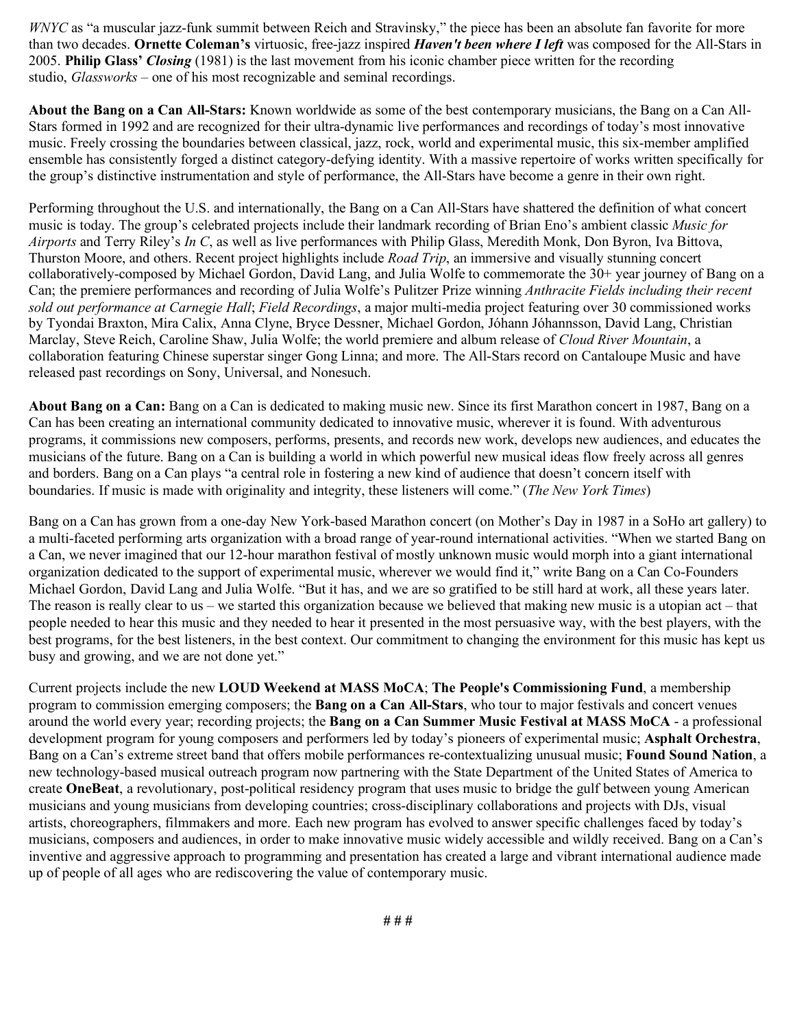*WNYC* as “a muscular jazz-funk summit between Reich and Stravinsky,” the piece has been an absolute fan favorite for more than two decades. **Ornette Coleman’s** virtuosic, free-jazz inspired ***Haven't been where I left*** was composed for the All-Stars in 2005. **Philip Glass’ *Closing*** (1981) is the last movement from his iconic chamber piece written for the recording studio, *Glassworks* – one of his most recognizable and seminal recordings.

**About the Bang on a Can All-Stars:** Known worldwide as some of the best contemporary musicians, the Bang on a Can All-Stars formed in 1992 and are recognized for their ultra-dynamic live performances and recordings of today’s most innovative music. Freely crossing the boundaries between classical, jazz, rock, world and experimental music, this six-member amplified ensemble has consistently forged a distinct category-defying identity. With a massive repertoire of works written specifically for the group’s distinctive instrumentation and style of performance, the All-Stars have become a genre in their own right.

Performing throughout the U.S. and internationally, the Bang on a Can All-Stars have shattered the definition of what concert music is today. The group’s celebrated projects include their landmark recording of Brian Eno’s ambient classic *Music for Airports* and Terry Riley’s *In C*, as well as live performances with Philip Glass, Meredith Monk, Don Byron, Iva Bittova, Thurston Moore, and others. Recent project highlights include *Road Trip*, an immersive and visually stunning concert collaboratively-composed by Michael Gordon, David Lang, and Julia Wolfe to commemorate the 30+ year journey of Bang on a Can; the premiere performances and recording of Julia Wolfe’s Pulitzer Prize winning *Anthracite Fields including their recent sold out performance at Carnegie Hall*; *Field Recordings*, a major multi-media project featuring over 30 commissioned works by Tyondai Braxton, Mira Calix, Anna Clyne, Bryce Dessner, Michael Gordon, Jóhann Jóhannsson, David Lang, Christian Marclay, Steve Reich, Caroline Shaw, Julia Wolfe; the world premiere and album release of *Cloud River Mountain*, a collaboration featuring Chinese superstar singer Gong Linna; and more. The All-Stars record on Cantaloupe Music and have released past recordings on Sony, Universal, and Nonesuch.

**About Bang on a Can:** Bang on a Can is dedicated to making music new. Since its first Marathon concert in 1987, Bang on a Can has been creating an international community dedicated to innovative music, wherever it is found. With adventurous programs, it commissions new composers, performs, presents, and records new work, develops new audiences, and educates the musicians of the future. Bang on a Can is building a world in which powerful new musical ideas flow freely across all genres and borders. Bang on a Can plays “a central role in fostering a new kind of audience that doesn’t concern itself with boundaries. If music is made with originality and integrity, these listeners will come.” (*The New York Times*)

Bang on a Can has grown from a one-day New York-based Marathon concert (on Mother’s Day in 1987 in a SoHo art gallery) to a multi-faceted performing arts organization with a broad range of year-round international activities. “When we started Bang on a Can, we never imagined that our 12-hour marathon festival of mostly unknown music would morph into a giant international organization dedicated to the support of experimental music, wherever we would find it,” write Bang on a Can Co-Founders Michael Gordon, David Lang and Julia Wolfe. “But it has, and we are so gratified to be still hard at work, all these years later. The reason is really clear to us – we started this organization because we believed that making new music is a utopian act – that people needed to hear this music and they needed to hear it presented in the most persuasive way, with the best players, with the best programs, for the best listeners, in the best context. Our commitment to changing the environment for this music has kept us busy and growing, and we are not done yet.”

Current projects include the new **LOUD Weekend at MASS MoCA**; **The People's Commissioning Fund**, a membership program to commission emerging composers; the **Bang on a Can All-Stars**, who tour to major festivals and concert venues around the world every year; recording projects; the **Bang on a Can Summer Music Festival at MASS MoCA** - a professional development program for young composers and performers led by today’s pioneers of experimental music; **Asphalt Orchestra**, Bang on a Can’s extreme street band that offers mobile performances re-contextualizing unusual music; **Found Sound Nation**, a new technology-based musical outreach program now partnering with the State Department of the United States of America to create **OneBeat**, a revolutionary, post-political residency program that uses music to bridge the gulf between young American musicians and young musicians from developing countries; cross-disciplinary collaborations and projects with DJs, visual artists, choreographers, filmmakers and more. Each new program has evolved to answer specific challenges faced by today’s musicians, composers and audiences, in order to make innovative music widely accessible and wildly received. Bang on a Can’s inventive and aggressive approach to programming and presentation has created a large and vibrant international audience made up of people of all ages who are rediscovering the value of contemporary music.

# # #